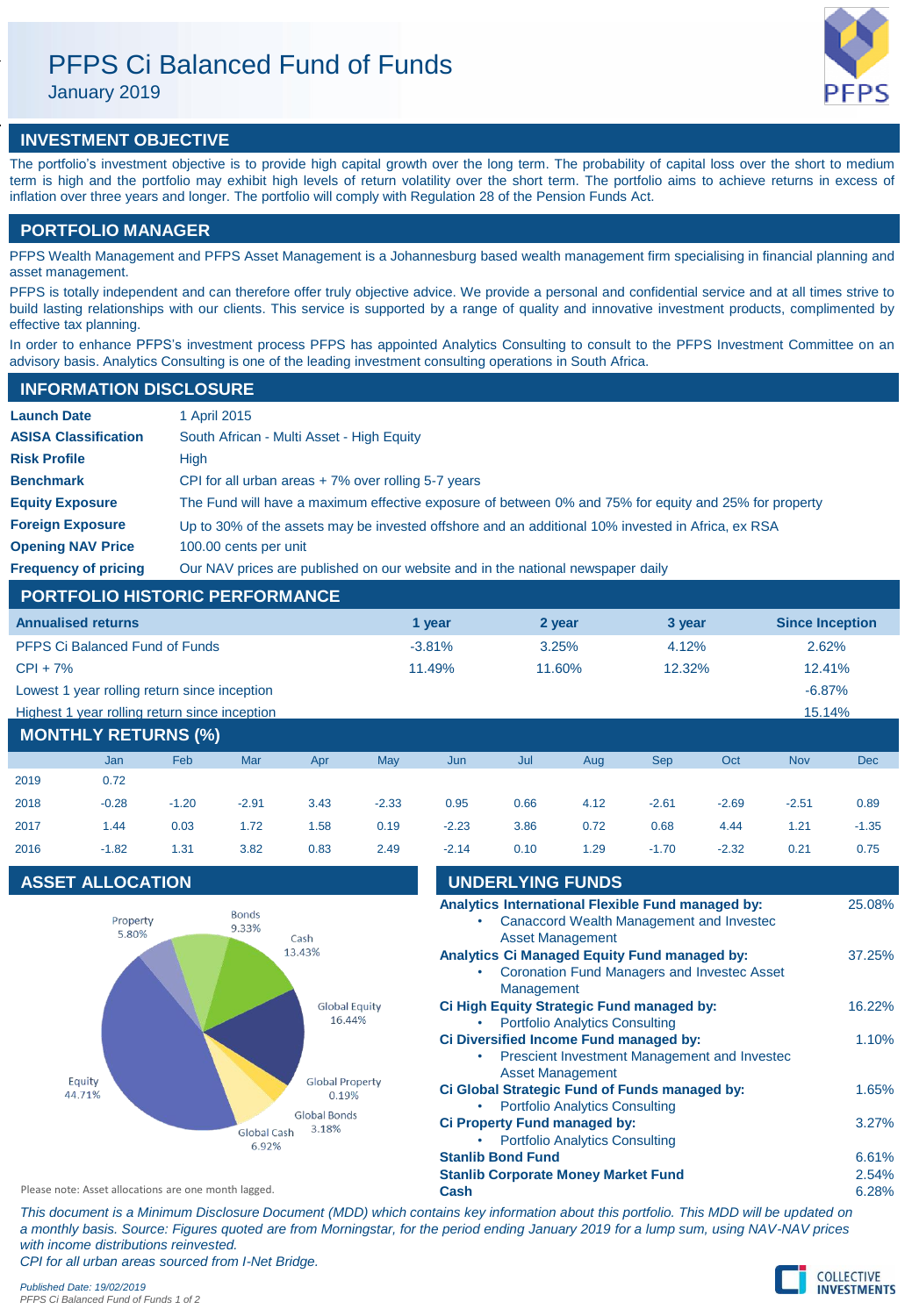# PFPS Ci Balanced Fund of Funds

January 2019

PFPS

## INVESTMENT OBJECTIVE

The portfolio's investment objective is to provide high capital growth over the long term. The probability of capital loss over the short to medium term is high and the portfolio may exhibit high levels of return volatility over the short term. The portfolio aims to achieve returns in excess of inflation over three years and longer. The portfolio will comply with Regulation 28 of the Pension Funds Act.

## PORTFOLIO MANAGER

PFPS Wealth Management and PFPS Asset Management is a Johannesburg based wealth management firm specialising in financial planning and asset management.

PFPS is totally independent and can therefore offer truly objective advice. We provide a personal and confidential service and at all times strive to build lasting relationships with our clients. This service is supported by a range of quality and innovative investment products, complimented by effective tax planning.

In order to enhance PFPS's investment process PFPS has appointed Analytics Consulting to consult to the PFPS Investment Committee on an advisory basis. Analytics Consulting is one of the leading investment consulting operations in South Africa.

## INFORMATION DISCLOSURE

| | |
|---|---|
| **Launch Date** | 1 April 2015 |
| **ASISA Classification** | South African - Multi Asset - High Equity |
| **Risk Profile** | High |
| **Benchmark** | CPI for all urban areas + 7% over rolling 5-7 years |
| **Equity Exposure** | The Fund will have a maximum effective exposure of between 0% and 75% for equity and 25% for property |
| **Foreign Exposure** | Up to 30% of the assets may be invested offshore and an additional 10% invested in Africa, ex RSA |
| **Opening NAV Price** | 100.00 cents per unit |
| **Frequency of pricing** | Our NAV prices are published on our website and in the national newspaper daily |

## PORTFOLIO HISTORIC PERFORMANCE

| Annualised returns | 1 year | 2 year | 3 year | Since Inception |
|---|---|---|---|---|
| PFPS Ci Balanced Fund of Funds | -3.81% | 3.25% | 4.12% | 2.62% |
| CPI + 7% | 11.49% | 11.60% | 12.32% | 12.41% |
| Lowest 1 year rolling return since inception | | | | -6.87% |
| Highest 1 year rolling return since inception | | | | 15.14% |

## MONTHLY RETURNS (%)

| | Jan | Feb | Mar | Apr | May | Jun | Jul | Aug | Sep | Oct | Nov | Dec |
|---|---|---|---|---|---|---|---|---|---|---|---|---|
| 2019 | 0.72 | | | | | | | | | | | |
| 2018 | -0.28 | -1.20 | -2.91 | 3.43 | -2.33 | 0.95 | 0.66 | 4.12 | -2.61 | -2.69 | -2.51 | 0.89 |
| 2017 | 1.44 | 0.03 | 1.72 | 1.58 | 0.19 | -2.23 | 3.86 | 0.72 | 0.68 | 4.44 | 1.21 | -1.35 |
| 2016 | -1.82 | 1.31 | 3.82 | 0.83 | 2.49 | -2.14 | 0.10 | 1.29 | -1.70 | -2.32 | 0.21 | 0.75 |

## ASSET ALLOCATION

Property 5.80%
Bonds 9.33%
Cash 13.43%
Global Equity 16.44%
Global Property 0.19%
Global Bonds 3.18%
Global Cash 6.92%
Equity 44.71%

Please note: Asset allocations are one month lagged.

## UNDERLYING FUNDS

| | |
|---|---|
| **Analytics International Flexible Fund managed by:** | 25.08% |
| • Canaccord Wealth Management and Investec Asset Management | |
| **Analytics Ci Managed Equity Fund managed by:** | 37.25% |
| • Coronation Fund Managers and Investec Asset Management | |
| **Ci High Equity Strategic Fund managed by:** | 16.22% |
| • Portfolio Analytics Consulting | |
| **Ci Diversified Income Fund managed by:** | 1.10% |
| • Prescient Investment Management and Investec Asset Management | |
| **Ci Global Strategic Fund of Funds managed by:** | 1.65% |
| • Portfolio Analytics Consulting | |
| **Ci Property Fund managed by:** | 3.27% |
| • Portfolio Analytics Consulting | |
| **Stanlib Bond Fund** | 6.61% |
| **Stanlib Corporate Money Market Fund** | 2.54% |
| **Cash** | 6.28% |

*This document is a Minimum Disclosure Document (MDD) which contains key information about this portfolio. This MDD will be updated on a monthly basis. Source: Figures quoted are from Morningstar, for the period ending January 2019 for a lump sum, using NAV-NAV prices with income distributions reinvested.*

*CPI for all urban areas sourced from I-Net Bridge.*

*Published Date: 19/02/2019*

COLLECTIVE INVESTMENTS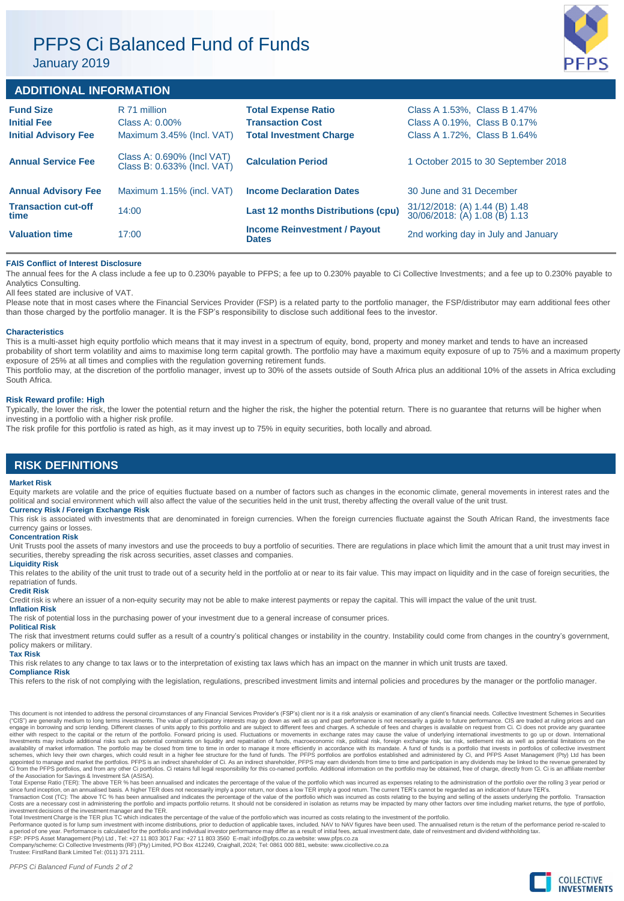# PFPS Ci Balanced Fund of Funds

January 2019

## ADDITIONAL INFORMATION

| | | | |
|---|---|---|---|
| **Fund Size** | R 71 million | **Total Expense Ratio** | Class A 1.53%, Class B 1.47% |
| **Initial Fee** | Class A: 0.00% | **Transaction Cost** | Class A 0.19%, Class B 0.17% |
| **Initial Advisory Fee** | Maximum 3.45% (Incl. VAT) | **Total Investment Charge** | Class A 1.72%, Class B 1.64% |
| **Annual Service Fee** | Class A: 0.690% (Incl VAT) Class B: 0.633% (Incl. VAT) | **Calculation Period** | 1 October 2015 to 30 September 2018 |
| **Annual Advisory Fee** | Maximum 1.15% (incl. VAT) | **Income Declaration Dates** | 30 June and 31 December |
| **Transaction cut-off time** | 14:00 | **Last 12 months Distributions (cpu)** | 31/12/2018: (A) 1.44 (B) 1.48 30/06/2018: (A) 1.08 (B) 1.13 |
| **Valuation time** | 17:00 | **Income Reinvestment / Payout Dates** | 2nd working day in July and January |

**FAIS Conflict of Interest Disclosure**

The annual fees for the A class include a fee up to 0.230% payable to PFPS; a fee up to 0.230% payable to Ci Collective Investments; and a fee up to 0.230% payable to Analytics Consulting.

All fees stated are inclusive of VAT.

Please note that in most cases where the Financial Services Provider (FSP) is a related party to the portfolio manager, the FSP/distributor may earn additional fees other than those charged by the portfolio manager. It is the FSP's responsibility to disclose such additional fees to the investor.

**Characteristics**

This is a multi-asset high equity portfolio which means that it may invest in a spectrum of equity, bond, property and money market and tends to have an increased probability of short term volatility and aims to maximise long term capital growth. The portfolio may have a maximum equity exposure of up to 75% and a maximum property exposure of 25% at all times and complies with the regulation governing retirement funds.

This portfolio may, at the discretion of the portfolio manager, invest up to 30% of the assets outside of South Africa plus an additional 10% of the assets in Africa excluding South Africa.

**Risk Reward profile: High**

Typically, the lower the risk, the lower the potential return and the higher the risk, the higher the potential return. There is no guarantee that returns will be higher when investing in a portfolio with a higher risk profile.

The risk profile for this portfolio is rated as high, as it may invest up to 75% in equity securities, both locally and abroad.

## RISK DEFINITIONS

**Market Risk**

Equity markets are volatile and the price of equities fluctuate based on a number of factors such as changes in the economic climate, general movements in interest rates and the political and social environment which will also affect the value of the securities held in the unit trust, thereby affecting the overall value of the unit trust.

**Currency Risk / Foreign Exchange Risk**

This risk is associated with investments that are denominated in foreign currencies. When the foreign currencies fluctuate against the South African Rand, the investments face currency gains or losses.

**Concentration Risk**

Unit Trusts pool the assets of many investors and use the proceeds to buy a portfolio of securities. There are regulations in place which limit the amount that a unit trust may invest in securities, thereby spreading the risk across securities, asset classes and companies.

**Liquidity Risk**

This relates to the ability of the unit trust to trade out of a security held in the portfolio at or near to its fair value. This may impact on liquidity and in the case of foreign securities, the repatriation of funds.

**Credit Risk**

Credit risk is where an issuer of a non-equity security may not be able to make interest payments or repay the capital. This will impact the value of the unit trust.

**Inflation Risk**

The risk of potential loss in the purchasing power of your investment due to a general increase of consumer prices.

**Political Risk**

The risk that investment returns could suffer as a result of a country's political changes or instability in the country. Instability could come from changes in the country's government, policy makers or military.

**Tax Risk**

This risk relates to any change to tax laws or to the interpretation of existing tax laws which has an impact on the manner in which unit trusts are taxed.

**Compliance Risk**

This refers to the risk of not complying with the legislation, regulations, prescribed investment limits and internal policies and procedures by the manager or the portfolio manager.

This document is not intended to address the personal circumstances of any Financial Services Provider's (FSP's) client nor is it a risk analysis or examination of any client's financial needs. Collective Investment Schemes in Securities ("CIS") are generally medium to long terms investments. The value of participatory interests may go down as well as up and past performance is not necessarily a guide to future performance. CIS are traded at ruling prices and can engage in borrowing and scrip lending. Different classes of units apply to this portfolio and are subject to different fees and charges. A schedule of fees and charges is available on request from Ci. Ci does not provide any guarantee either with respect to the capital or the return of the portfolio. Forward pricing is used. Fluctuations or movements in exchange rates may cause the value of underlying international investments to go up or down. International Investments may include additional risks such as potential constraints on liquidity and repatriation of funds, macroeconomic risk, political risk, foreign exchange risk, tax risk, settlement risk as well as potential limitations on the availability of market information. The portfolio may be closed from time to time in order to manage it more efficiently in accordance with its mandate. A fund of funds is a portfolio that invests in portfolios of collective investment schemes, which levy their own charges, which could result in a higher fee structure for the fund of funds. The PFPS portfolios are portfolios established and administered by Ci, and PFPS Asset Management (Pty) Ltd has been appointed to manage and market the portfolios. PFPS is an indirect shareholder of Ci. As an indirect shareholder, PFPS may earn dividends from time to time and participation in any dividends may be linked to the revenue generated by Ci from the PFPS portfolios, and from any other Ci portfolios. Ci retains full legal responsibility for this co-named portfolio. Additional information on the portfolio may be obtained, free of charge, directly from Ci. Ci is an affiliate member of the Association for Savings & Investment SA (ASISA).

Total Expense Ratio (TER): The above TER % has been annualised and indicates the percentage of the value of the portfolio which was incurred as expenses relating to the administration of the portfolio over the rolling 3 year period or since fund inception, on an annualised basis. A higher TER does not necessarily imply a poor return, nor does a low TER imply a good return. The current TER's cannot be regarded as an indication of future TER's.

Transaction Cost (TC): The above TC % has been annualised and indicates the percentage of the value of the portfolio which was incurred as costs relating to the buying and selling of the assets underlying the portfolio. Transaction Costs are a necessary cost in administering the portfolio and impacts portfolio returns. It should not be considered in isolation as returns may be impacted by many other factors over time including market returns, the type of portfolio, investment decisions of the investment manager and the TER.

Total Investment Charge is the TER plus TC which indicates the percentage of the value of the portfolio which was incurred as costs relating to the investment of the portfolio.

Performance quoted is for lump sum investment with income distributions, prior to deduction of applicable taxes, included. NAV to NAV figures have been used. The annualised return is the return of the performance period re-scaled to a period of one year. Performance is calculated for the portfolio and individual investor performance may differ as a result of initial fees, actual investment date, date of reinvestment and dividend withholding tax.

FSP: PFPS Asset Management (Pty) Ltd , Tel: +27 11 803 3017 Fax: +27 11 803 3560 E-mail: info@pfps.co.za website: www.pfps.co.za

Company/scheme: Ci Collective Investments (RF) (Pty) Limited, PO Box 412249, Craighall, 2024; Tel: 0861 000 881, website: www.cicollective.co.za

Trustee: FirstRand Bank Limited Tel: (011) 371 2111.